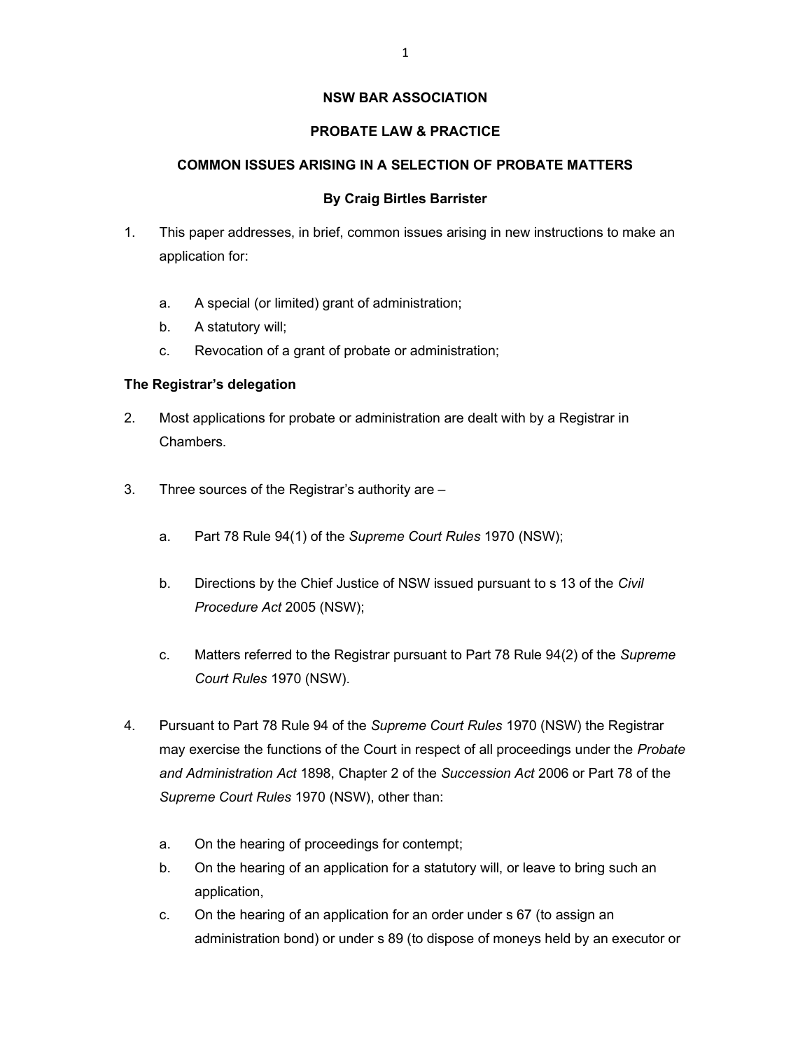# NSW BAR ASSOCIATION

## PROBATE LAW & PRACTICE

## COMMON ISSUES ARISING IN A SELECTION OF PROBATE MATTERS

**By Craig Birtles Barrister**

1. This paper addresses, in brief, common issues arising in new instructions to make an application for:

   a. A special (or limited) grant of administration;
   b. A statutory will;
   c. Revocation of a grant of probate or administration;

**The Registrar's delegation**

2. Most applications for probate or administration are dealt with by a Registrar in Chambers.

3. Three sources of the Registrar's authority are –

   a. Part 78 Rule 94(1) of the *Supreme Court Rules* 1970 (NSW);

   b. Directions by the Chief Justice of NSW issued pursuant to s 13 of the *Civil Procedure Act* 2005 (NSW);

   c. Matters referred to the Registrar pursuant to Part 78 Rule 94(2) of the *Supreme Court Rules* 1970 (NSW).

4. Pursuant to Part 78 Rule 94 of the *Supreme Court Rules* 1970 (NSW) the Registrar may exercise the functions of the Court in respect of all proceedings under the *Probate and Administration Act* 1898, Chapter 2 of the *Succession Act* 2006 or Part 78 of the *Supreme Court Rules* 1970 (NSW), other than:

   a. On the hearing of proceedings for contempt;
   b. On the hearing of an application for a statutory will, or leave to bring such an application,
   c. On the hearing of an application for an order under s 67 (to assign an administration bond) or under s 89 (to dispose of moneys held by an executor or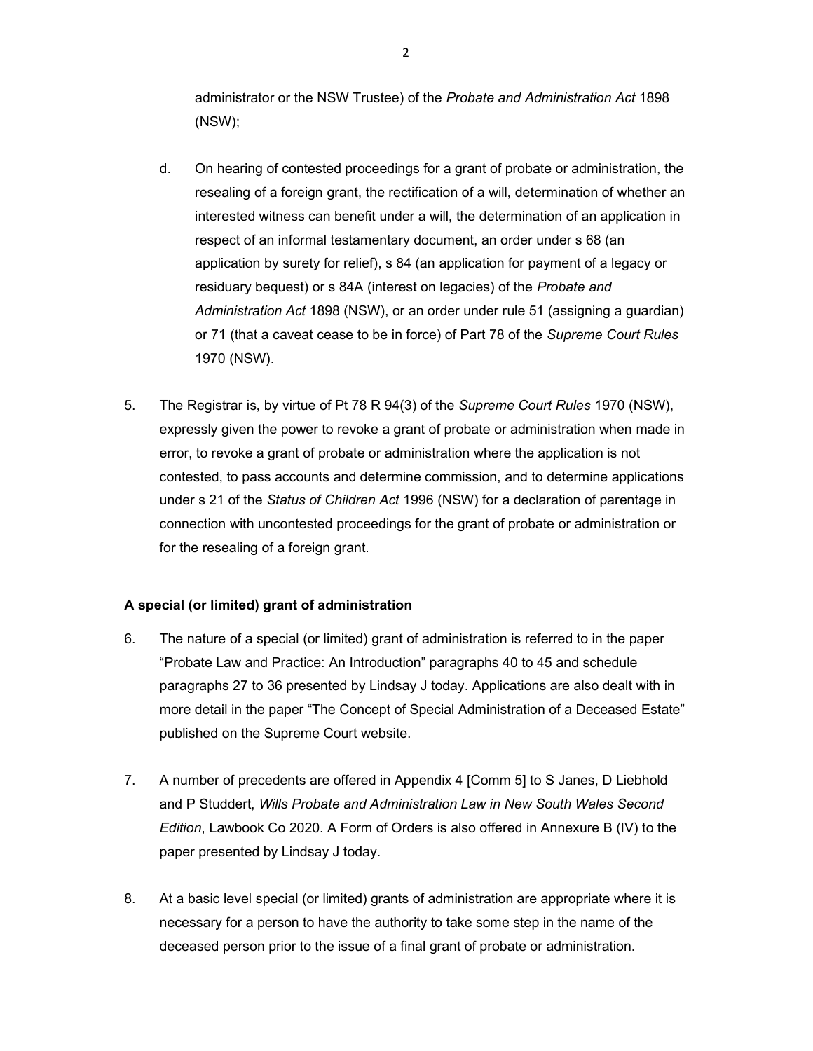administrator or the NSW Trustee) of the *Probate and Administration Act* 1898 (NSW);

d. On hearing of contested proceedings for a grant of probate or administration, the resealing of a foreign grant, the rectification of a will, determination of whether an interested witness can benefit under a will, the determination of an application in respect of an informal testamentary document, an order under s 68 (an application by surety for relief), s 84 (an application for payment of a legacy or residuary bequest) or s 84A (interest on legacies) of the *Probate and Administration Act* 1898 (NSW), or an order under rule 51 (assigning a guardian) or 71 (that a caveat cease to be in force) of Part 78 of the *Supreme Court Rules* 1970 (NSW).

5. The Registrar is, by virtue of Pt 78 R 94(3) of the *Supreme Court Rules* 1970 (NSW), expressly given the power to revoke a grant of probate or administration when made in error, to revoke a grant of probate or administration where the application is not contested, to pass accounts and determine commission, and to determine applications under s 21 of the *Status of Children Act* 1996 (NSW) for a declaration of parentage in connection with uncontested proceedings for the grant of probate or administration or for the resealing of a foreign grant.

**A special (or limited) grant of administration**

6. The nature of a special (or limited) grant of administration is referred to in the paper "Probate Law and Practice: An Introduction" paragraphs 40 to 45 and schedule paragraphs 27 to 36 presented by Lindsay J today. Applications are also dealt with in more detail in the paper "The Concept of Special Administration of a Deceased Estate" published on the Supreme Court website.

7. A number of precedents are offered in Appendix 4 [Comm 5] to S Janes, D Liebhold and P Studdert, *Wills Probate and Administration Law in New South Wales Second Edition*, Lawbook Co 2020. A Form of Orders is also offered in Annexure B (IV) to the paper presented by Lindsay J today.

8. At a basic level special (or limited) grants of administration are appropriate where it is necessary for a person to have the authority to take some step in the name of the deceased person prior to the issue of a final grant of probate or administration.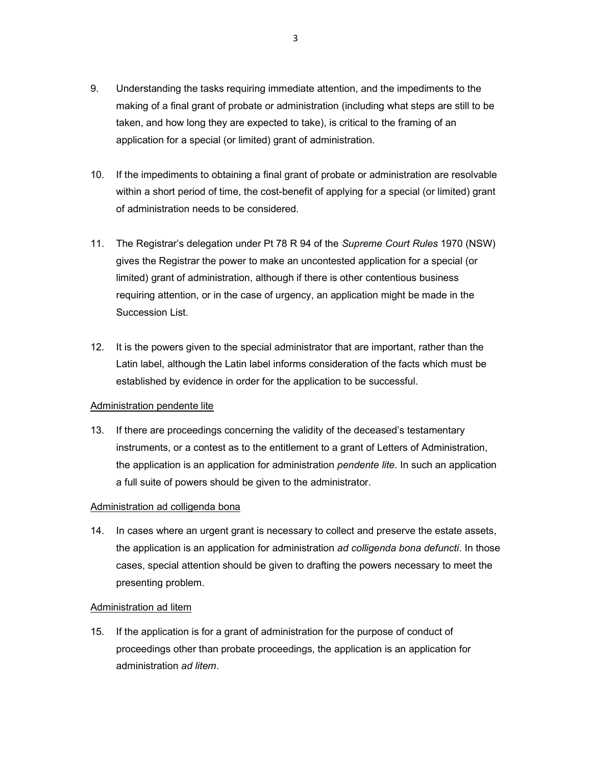9. Understanding the tasks requiring immediate attention, and the impediments to the making of a final grant of probate or administration (including what steps are still to be taken, and how long they are expected to take), is critical to the framing of an application for a special (or limited) grant of administration.

10. If the impediments to obtaining a final grant of probate or administration are resolvable within a short period of time, the cost-benefit of applying for a special (or limited) grant of administration needs to be considered.

11. The Registrar's delegation under Pt 78 R 94 of the *Supreme Court Rules* 1970 (NSW) gives the Registrar the power to make an uncontested application for a special (or limited) grant of administration, although if there is other contentious business requiring attention, or in the case of urgency, an application might be made in the Succession List.

12. It is the powers given to the special administrator that are important, rather than the Latin label, although the Latin label informs consideration of the facts which must be established by evidence in order for the application to be successful.

<u>Administration pendente lite</u>

13. If there are proceedings concerning the validity of the deceased's testamentary instruments, or a contest as to the entitlement to a grant of Letters of Administration, the application is an application for administration *pendente lite*. In such an application a full suite of powers should be given to the administrator.

<u>Administration ad colligenda bona</u>

14. In cases where an urgent grant is necessary to collect and preserve the estate assets, the application is an application for administration *ad colligenda bona defuncti*. In those cases, special attention should be given to drafting the powers necessary to meet the presenting problem.

<u>Administration ad litem</u>

15. If the application is for a grant of administration for the purpose of conduct of proceedings other than probate proceedings, the application is an application for administration *ad litem*.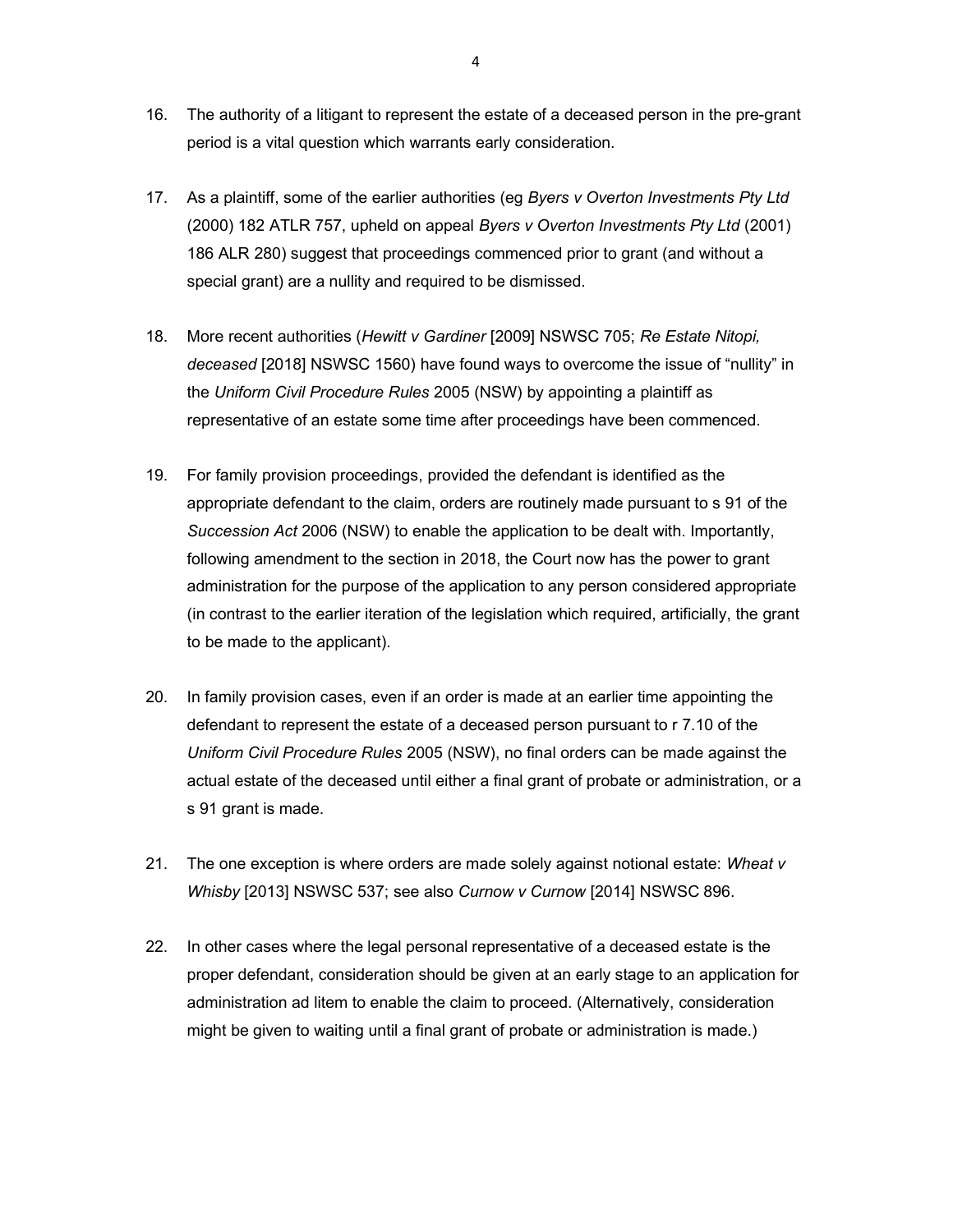16. The authority of a litigant to represent the estate of a deceased person in the pre-grant period is a vital question which warrants early consideration.

17. As a plaintiff, some of the earlier authorities (eg *Byers v Overton Investments Pty Ltd* (2000) 182 ATLR 757, upheld on appeal *Byers v Overton Investments Pty Ltd* (2001) 186 ALR 280) suggest that proceedings commenced prior to grant (and without a special grant) are a nullity and required to be dismissed.

18. More recent authorities (*Hewitt v Gardiner* [2009] NSWSC 705; *Re Estate Nitopi, deceased* [2018] NSWSC 1560) have found ways to overcome the issue of "nullity" in the *Uniform Civil Procedure Rules* 2005 (NSW) by appointing a plaintiff as representative of an estate some time after proceedings have been commenced.

19. For family provision proceedings, provided the defendant is identified as the appropriate defendant to the claim, orders are routinely made pursuant to s 91 of the *Succession Act* 2006 (NSW) to enable the application to be dealt with. Importantly, following amendment to the section in 2018, the Court now has the power to grant administration for the purpose of the application to any person considered appropriate (in contrast to the earlier iteration of the legislation which required, artificially, the grant to be made to the applicant).

20. In family provision cases, even if an order is made at an earlier time appointing the defendant to represent the estate of a deceased person pursuant to r 7.10 of the *Uniform Civil Procedure Rules* 2005 (NSW), no final orders can be made against the actual estate of the deceased until either a final grant of probate or administration, or a s 91 grant is made.

21. The one exception is where orders are made solely against notional estate: *Wheat v Whisby* [2013] NSWSC 537; see also *Curnow v Curnow* [2014] NSWSC 896.

22. In other cases where the legal personal representative of a deceased estate is the proper defendant, consideration should be given at an early stage to an application for administration ad litem to enable the claim to proceed. (Alternatively, consideration might be given to waiting until a final grant of probate or administration is made.)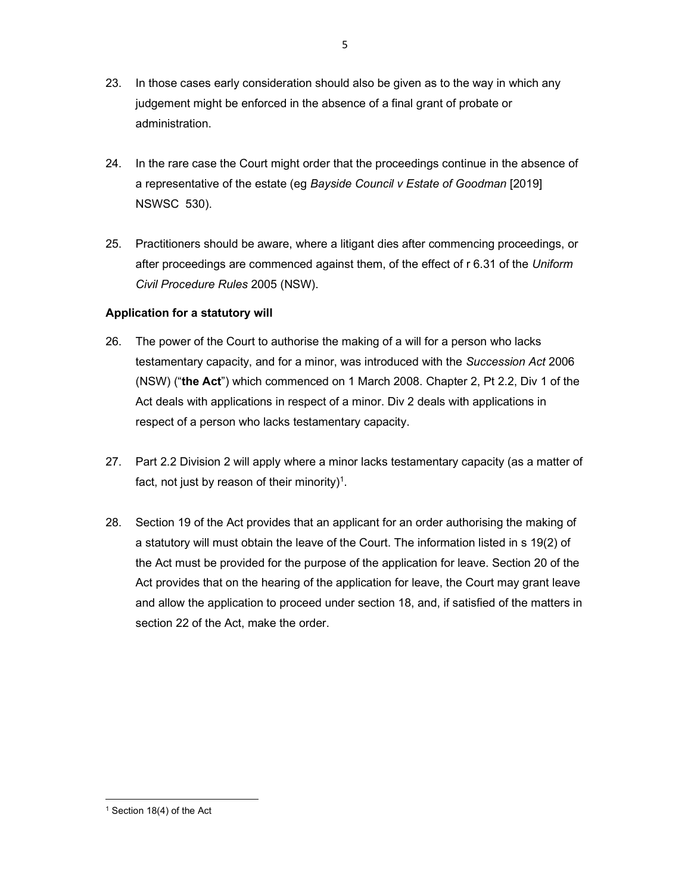23. In those cases early consideration should also be given as to the way in which any judgement might be enforced in the absence of a final grant of probate or administration.

24. In the rare case the Court might order that the proceedings continue in the absence of a representative of the estate (eg *Bayside Council v Estate of Goodman* [2019] NSWSC 530).

25. Practitioners should be aware, where a litigant dies after commencing proceedings, or after proceedings are commenced against them, of the effect of r 6.31 of the *Uniform Civil Procedure Rules* 2005 (NSW).

**Application for a statutory will**

26. The power of the Court to authorise the making of a will for a person who lacks testamentary capacity, and for a minor, was introduced with the *Succession Act* 2006 (NSW) ("**the Act**") which commenced on 1 March 2008. Chapter 2, Pt 2.2, Div 1 of the Act deals with applications in respect of a minor. Div 2 deals with applications in respect of a person who lacks testamentary capacity.

27. Part 2.2 Division 2 will apply where a minor lacks testamentary capacity (as a matter of fact, not just by reason of their minority)[1].

28. Section 19 of the Act provides that an applicant for an order authorising the making of a statutory will must obtain the leave of the Court. The information listed in s 19(2) of the Act must be provided for the purpose of the application for leave. Section 20 of the Act provides that on the hearing of the application for leave, the Court may grant leave and allow the application to proceed under section 18, and, if satisfied of the matters in section 22 of the Act, make the order.

[1] Section 18(4) of the Act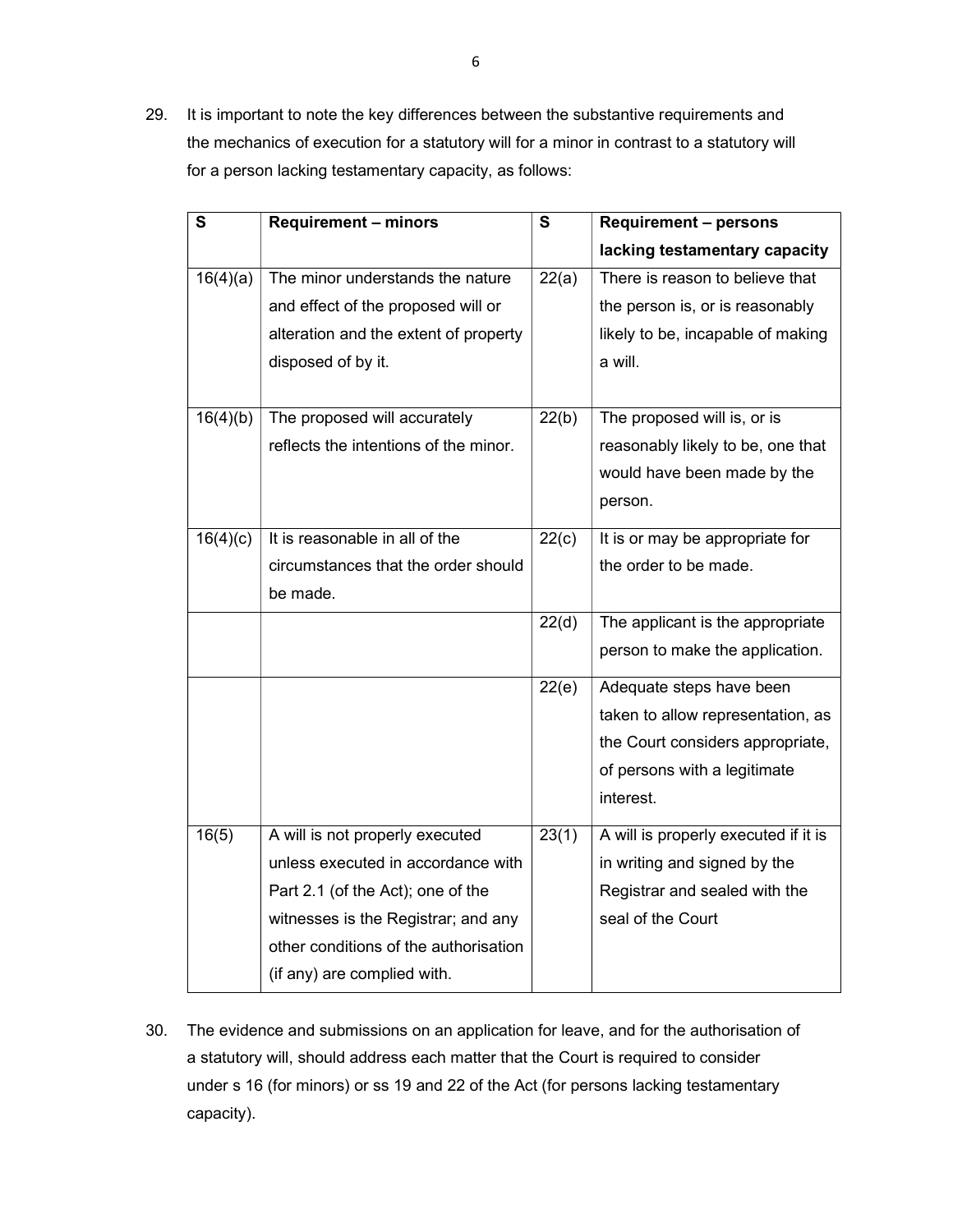29. It is important to note the key differences between the substantive requirements and the mechanics of execution for a statutory will for a minor in contrast to a statutory will for a person lacking testamentary capacity, as follows:

| S | Requirement – minors | S | Requirement – persons lacking testamentary capacity |
|---|---|---|---|
| 16(4)(a) | The minor understands the nature and effect of the proposed will or alteration and the extent of property disposed of by it. | 22(a) | There is reason to believe that the person is, or is reasonably likely to be, incapable of making a will. |
| 16(4)(b) | The proposed will accurately reflects the intentions of the minor. | 22(b) | The proposed will is, or is reasonably likely to be, one that would have been made by the person. |
| 16(4)(c) | It is reasonable in all of the circumstances that the order should be made. | 22(c) | It is or may be appropriate for the order to be made. |
| | | 22(d) | The applicant is the appropriate person to make the application. |
| | | 22(e) | Adequate steps have been taken to allow representation, as the Court considers appropriate, of persons with a legitimate interest. |
| 16(5) | A will is not properly executed unless executed in accordance with Part 2.1 (of the Act); one of the witnesses is the Registrar; and any other conditions of the authorisation (if any) are complied with. | 23(1) | A will is properly executed if it is in writing and signed by the Registrar and sealed with the seal of the Court |

30. The evidence and submissions on an application for leave, and for the authorisation of a statutory will, should address each matter that the Court is required to consider under s 16 (for minors) or ss 19 and 22 of the Act (for persons lacking testamentary capacity).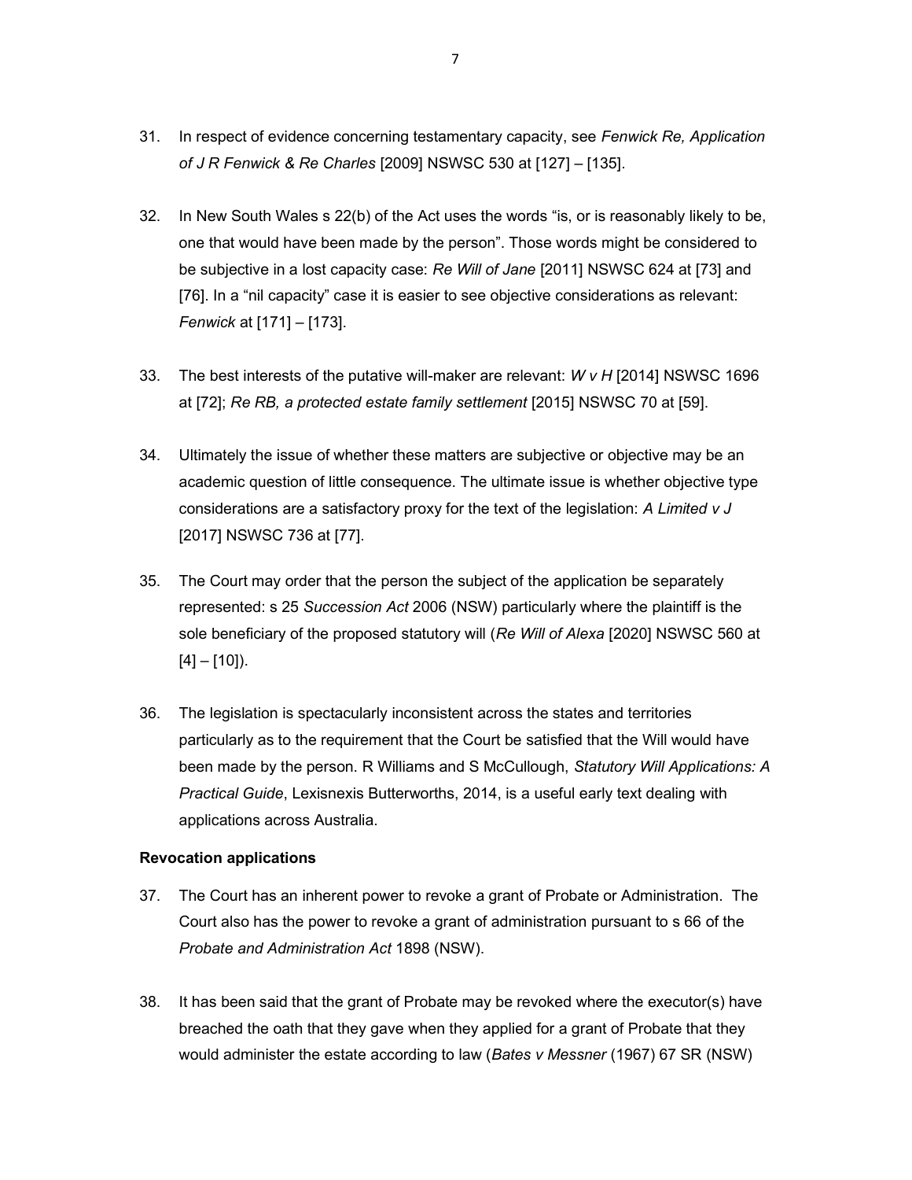31. In respect of evidence concerning testamentary capacity, see *Fenwick Re, Application of J R Fenwick & Re Charles* [2009] NSWSC 530 at [127] – [135].

32. In New South Wales s 22(b) of the Act uses the words "is, or is reasonably likely to be, one that would have been made by the person". Those words might be considered to be subjective in a lost capacity case: *Re Will of Jane* [2011] NSWSC 624 at [73] and [76]. In a "nil capacity" case it is easier to see objective considerations as relevant: *Fenwick* at [171] – [173].

33. The best interests of the putative will-maker are relevant: *W v H* [2014] NSWSC 1696 at [72]; *Re RB, a protected estate family settlement* [2015] NSWSC 70 at [59].

34. Ultimately the issue of whether these matters are subjective or objective may be an academic question of little consequence. The ultimate issue is whether objective type considerations are a satisfactory proxy for the text of the legislation: *A Limited v J* [2017] NSWSC 736 at [77].

35. The Court may order that the person the subject of the application be separately represented: s 25 *Succession Act* 2006 (NSW) particularly where the plaintiff is the sole beneficiary of the proposed statutory will (*Re Will of Alexa* [2020] NSWSC 560 at [4] – [10]).

36. The legislation is spectacularly inconsistent across the states and territories particularly as to the requirement that the Court be satisfied that the Will would have been made by the person. R Williams and S McCullough, *Statutory Will Applications: A Practical Guide*, Lexisnexis Butterworths, 2014, is a useful early text dealing with applications across Australia.

**Revocation applications**

37. The Court has an inherent power to revoke a grant of Probate or Administration. The Court also has the power to revoke a grant of administration pursuant to s 66 of the *Probate and Administration Act* 1898 (NSW).

38. It has been said that the grant of Probate may be revoked where the executor(s) have breached the oath that they gave when they applied for a grant of Probate that they would administer the estate according to law (*Bates v Messner* (1967) 67 SR (NSW)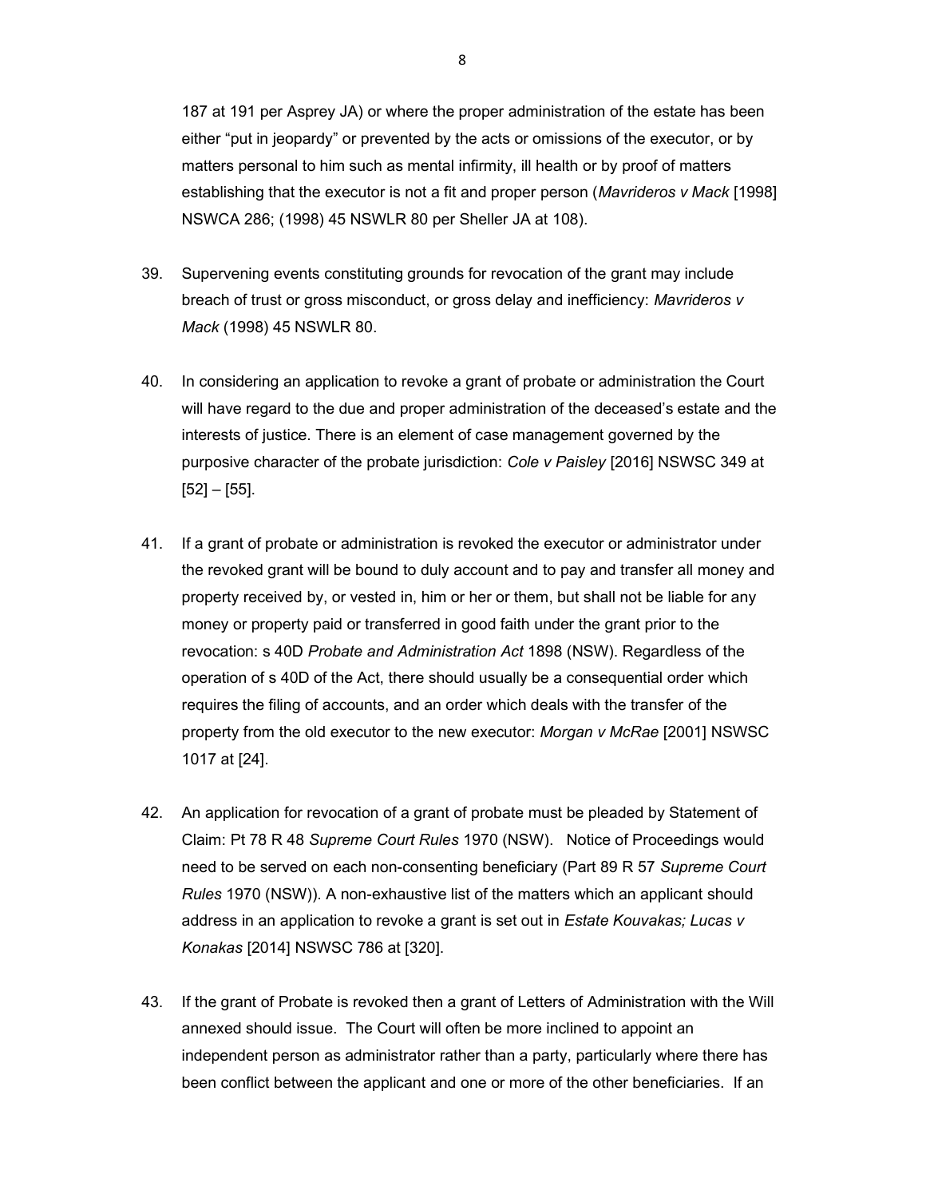187 at 191 per Asprey JA) or where the proper administration of the estate has been either "put in jeopardy" or prevented by the acts or omissions of the executor, or by matters personal to him such as mental infirmity, ill health or by proof of matters establishing that the executor is not a fit and proper person (*Mavrideros v Mack* [1998] NSWCA 286; (1998) 45 NSWLR 80 per Sheller JA at 108).

39. Supervening events constituting grounds for revocation of the grant may include breach of trust or gross misconduct, or gross delay and inefficiency: *Mavrideros v Mack* (1998) 45 NSWLR 80.

40. In considering an application to revoke a grant of probate or administration the Court will have regard to the due and proper administration of the deceased's estate and the interests of justice. There is an element of case management governed by the purposive character of the probate jurisdiction: *Cole v Paisley* [2016] NSWSC 349 at [52] – [55].

41. If a grant of probate or administration is revoked the executor or administrator under the revoked grant will be bound to duly account and to pay and transfer all money and property received by, or vested in, him or her or them, but shall not be liable for any money or property paid or transferred in good faith under the grant prior to the revocation: s 40D *Probate and Administration Act* 1898 (NSW). Regardless of the operation of s 40D of the Act, there should usually be a consequential order which requires the filing of accounts, and an order which deals with the transfer of the property from the old executor to the new executor: *Morgan v McRae* [2001] NSWSC 1017 at [24].

42. An application for revocation of a grant of probate must be pleaded by Statement of Claim: Pt 78 R 48 *Supreme Court Rules* 1970 (NSW). Notice of Proceedings would need to be served on each non-consenting beneficiary (Part 89 R 57 *Supreme Court Rules* 1970 (NSW)). A non-exhaustive list of the matters which an applicant should address in an application to revoke a grant is set out in *Estate Kouvakas; Lucas v Konakas* [2014] NSWSC 786 at [320].

43. If the grant of Probate is revoked then a grant of Letters of Administration with the Will annexed should issue. The Court will often be more inclined to appoint an independent person as administrator rather than a party, particularly where there has been conflict between the applicant and one or more of the other beneficiaries. If an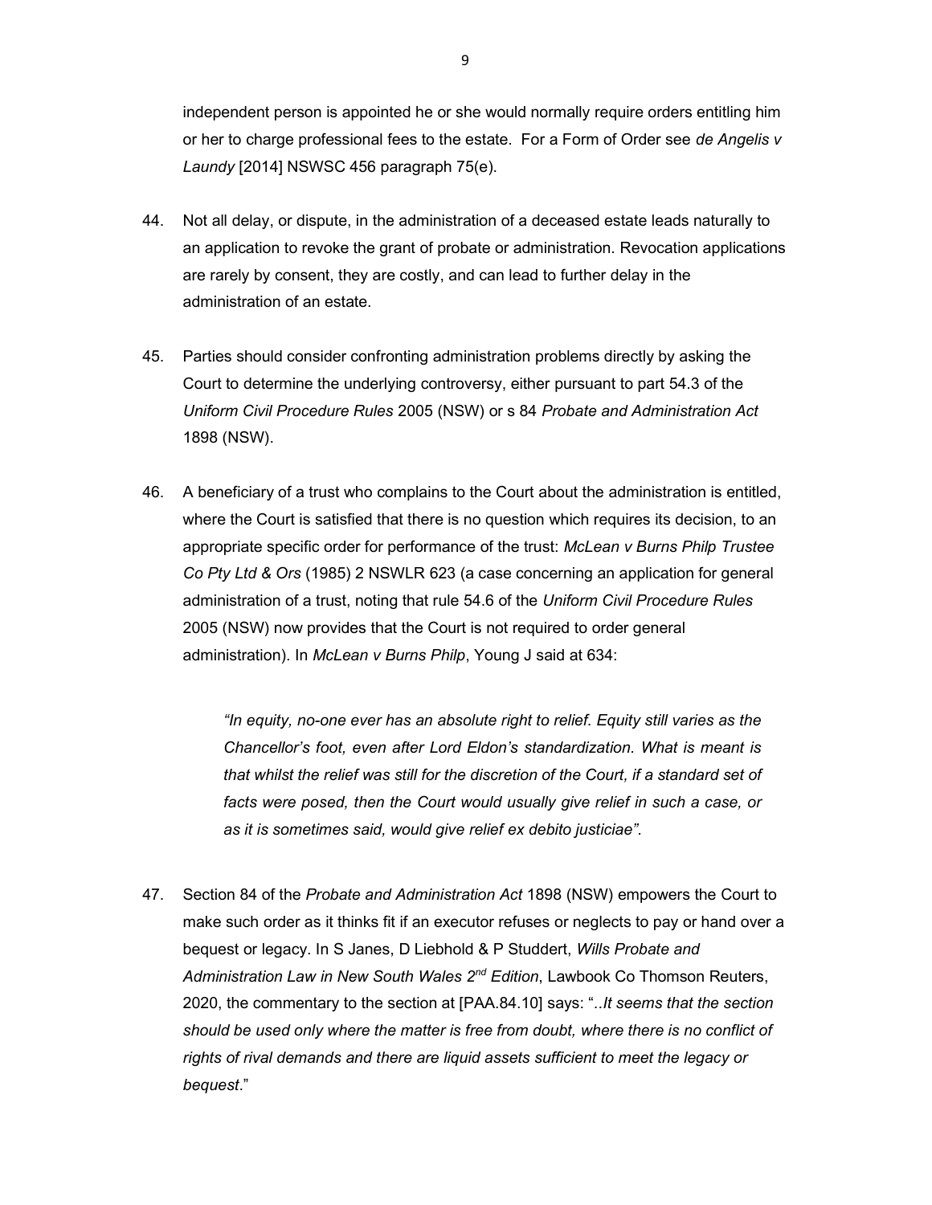independent person is appointed he or she would normally require orders entitling him or her to charge professional fees to the estate. For a Form of Order see *de Angelis v Laundy* [2014] NSWSC 456 paragraph 75(e).

44. Not all delay, or dispute, in the administration of a deceased estate leads naturally to an application to revoke the grant of probate or administration. Revocation applications are rarely by consent, they are costly, and can lead to further delay in the administration of an estate.

45. Parties should consider confronting administration problems directly by asking the Court to determine the underlying controversy, either pursuant to part 54.3 of the *Uniform Civil Procedure Rules* 2005 (NSW) or s 84 *Probate and Administration Act* 1898 (NSW).

46. A beneficiary of a trust who complains to the Court about the administration is entitled, where the Court is satisfied that there is no question which requires its decision, to an appropriate specific order for performance of the trust: *McLean v Burns Philp Trustee Co Pty Ltd & Ors* (1985) 2 NSWLR 623 (a case concerning an application for general administration of a trust, noting that rule 54.6 of the *Uniform Civil Procedure Rules* 2005 (NSW) now provides that the Court is not required to order general administration). In *McLean v Burns Philp*, Young J said at 634:

> *"In equity, no-one ever has an absolute right to relief. Equity still varies as the Chancellor's foot, even after Lord Eldon's standardization. What is meant is that whilst the relief was still for the discretion of the Court, if a standard set of facts were posed, then the Court would usually give relief in such a case, or as it is sometimes said, would give relief ex debito justiciae".*

47. Section 84 of the *Probate and Administration Act* 1898 (NSW) empowers the Court to make such order as it thinks fit if an executor refuses or neglects to pay or hand over a bequest or legacy. In S Janes, D Liebhold & P Studdert, *Wills Probate and Administration Law in New South Wales 2nd Edition*, Lawbook Co Thomson Reuters, 2020, the commentary to the section at [PAA.84.10] says: "*..It seems that the section should be used only where the matter is free from doubt, where there is no conflict of rights of rival demands and there are liquid assets sufficient to meet the legacy or bequest*."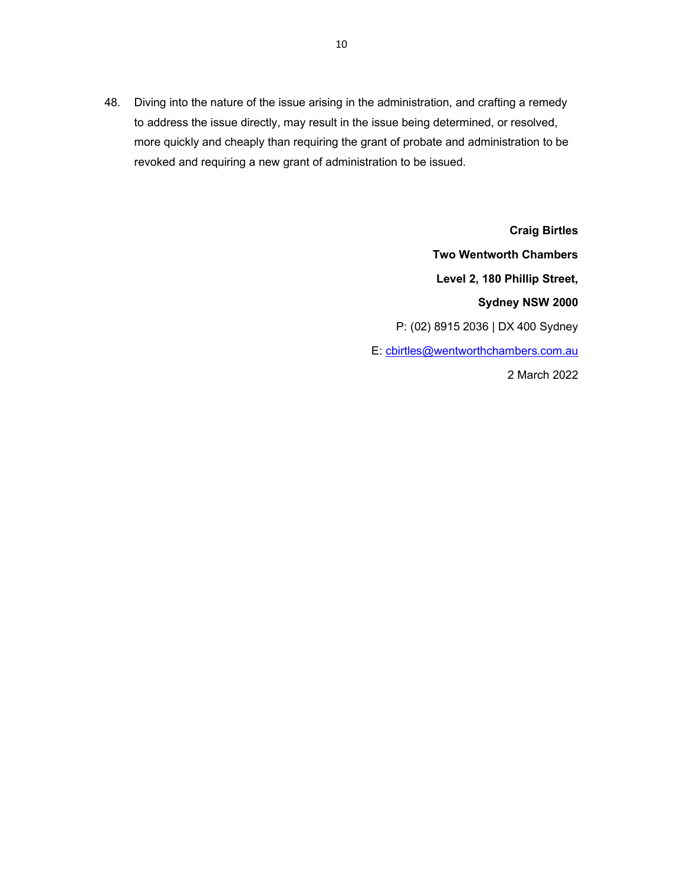48. Diving into the nature of the issue arising in the administration, and crafting a remedy to address the issue directly, may result in the issue being determined, or resolved, more quickly and cheaply than requiring the grant of probate and administration to be revoked and requiring a new grant of administration to be issued.

**Craig Birtles**

**Two Wentworth Chambers**

**Level 2, 180 Phillip Street,**

**Sydney NSW 2000**

P: (02) 8915 2036 | DX 400 Sydney

E: cbirtles@wentworthchambers.com.au

2 March 2022